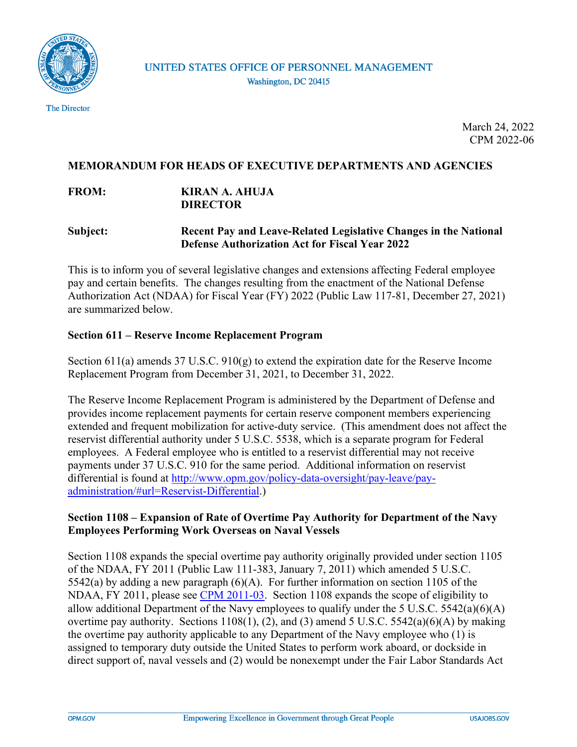UNITED STATES OFFICE OF PERSONNEL MANAGEMENT
Washington, DC 20415

The Director

March 24, 2022
CPM 2022-06

**MEMORANDUM FOR HEADS OF EXECUTIVE DEPARTMENTS AND AGENCIES**

**FROM:** **KIRAN A. AHUJA**
**DIRECTOR**

**Subject:** **Recent Pay and Leave-Related Legislative Changes in the National Defense Authorization Act for Fiscal Year 2022**

This is to inform you of several legislative changes and extensions affecting Federal employee pay and certain benefits. The changes resulting from the enactment of the National Defense Authorization Act (NDAA) for Fiscal Year (FY) 2022 (Public Law 117-81, December 27, 2021) are summarized below.

**Section 611 – Reserve Income Replacement Program**

Section 611(a) amends 37 U.S.C. 910(g) to extend the expiration date for the Reserve Income Replacement Program from December 31, 2021, to December 31, 2022.

The Reserve Income Replacement Program is administered by the Department of Defense and provides income replacement payments for certain reserve component members experiencing extended and frequent mobilization for active-duty service. (This amendment does not affect the reservist differential authority under 5 U.S.C. 5538, which is a separate program for Federal employees. A Federal employee who is entitled to a reservist differential may not receive payments under 37 U.S.C. 910 for the same period. Additional information on reservist differential is found at [http://www.opm.gov/policy-data-oversight/pay-leave/pay-administration/#url=Reservist-Differential](http://www.opm.gov/policy-data-oversight/pay-leave/pay-administration/#url=Reservist-Differential).)

**Section 1108 – Expansion of Rate of Overtime Pay Authority for Department of the Navy Employees Performing Work Overseas on Naval Vessels**

Section 1108 expands the special overtime pay authority originally provided under section 1105 of the NDAA, FY 2011 (Public Law 111-383, January 7, 2011) which amended 5 U.S.C. 5542(a) by adding a new paragraph (6)(A). For further information on section 1105 of the NDAA, FY 2011, please see [CPM 2011-03](). Section 1108 expands the scope of eligibility to allow additional Department of the Navy employees to qualify under the 5 U.S.C. 5542(a)(6)(A) overtime pay authority. Sections 1108(1), (2), and (3) amend 5 U.S.C. 5542(a)(6)(A) by making the overtime pay authority applicable to any Department of the Navy employee who (1) is assigned to temporary duty outside the United States to perform work aboard, or dockside in direct support of, naval vessels and (2) would be nonexempt under the Fair Labor Standards Act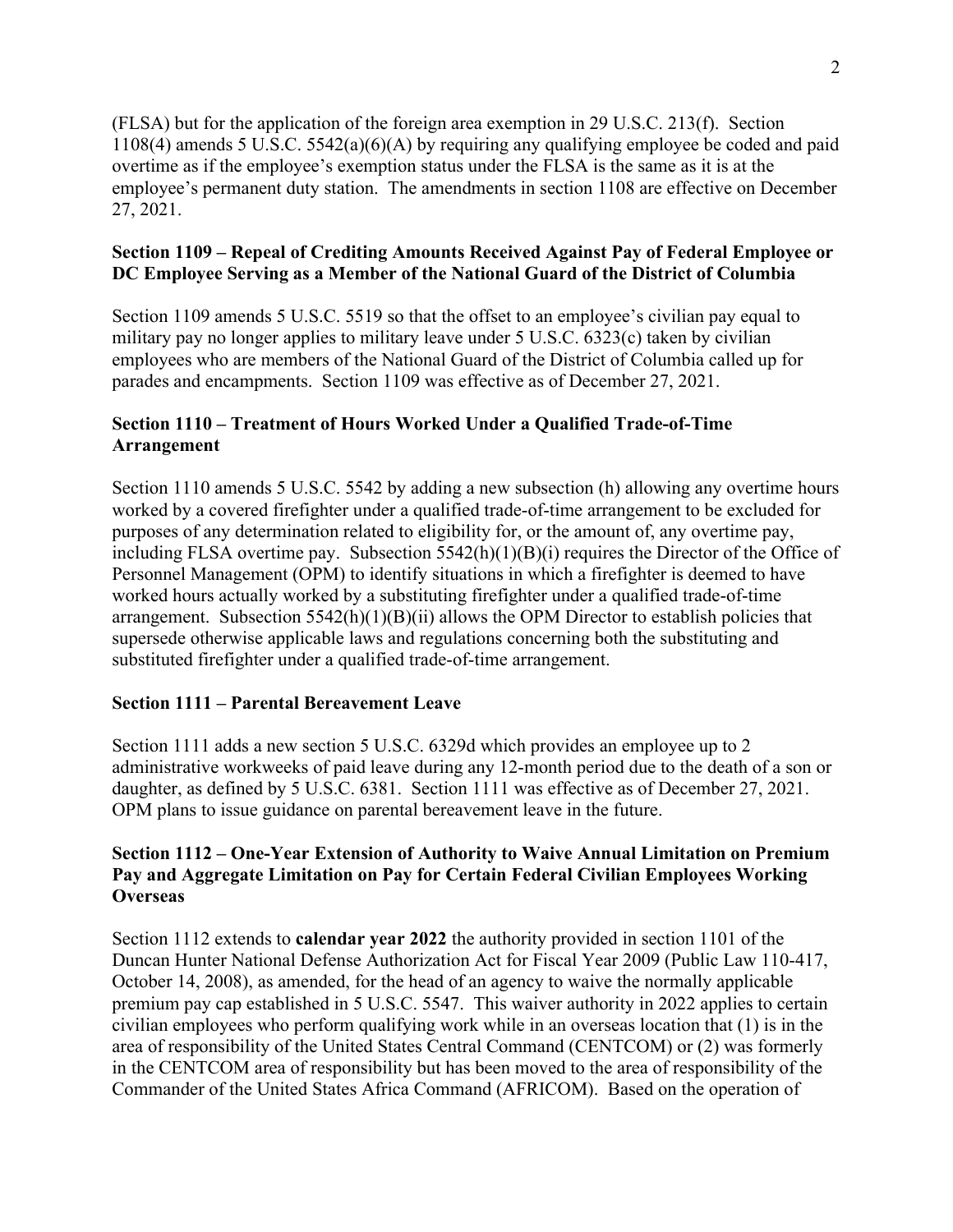(FLSA) but for the application of the foreign area exemption in 29 U.S.C. 213(f). Section 1108(4) amends 5 U.S.C. 5542(a)(6)(A) by requiring any qualifying employee be coded and paid overtime as if the employee's exemption status under the FLSA is the same as it is at the employee's permanent duty station. The amendments in section 1108 are effective on December 27, 2021.

**Section 1109 – Repeal of Crediting Amounts Received Against Pay of Federal Employee or DC Employee Serving as a Member of the National Guard of the District of Columbia**

Section 1109 amends 5 U.S.C. 5519 so that the offset to an employee's civilian pay equal to military pay no longer applies to military leave under 5 U.S.C. 6323(c) taken by civilian employees who are members of the National Guard of the District of Columbia called up for parades and encampments. Section 1109 was effective as of December 27, 2021.

**Section 1110 – Treatment of Hours Worked Under a Qualified Trade-of-Time Arrangement**

Section 1110 amends 5 U.S.C. 5542 by adding a new subsection (h) allowing any overtime hours worked by a covered firefighter under a qualified trade-of-time arrangement to be excluded for purposes of any determination related to eligibility for, or the amount of, any overtime pay, including FLSA overtime pay. Subsection 5542(h)(1)(B)(i) requires the Director of the Office of Personnel Management (OPM) to identify situations in which a firefighter is deemed to have worked hours actually worked by a substituting firefighter under a qualified trade-of-time arrangement. Subsection 5542(h)(1)(B)(ii) allows the OPM Director to establish policies that supersede otherwise applicable laws and regulations concerning both the substituting and substituted firefighter under a qualified trade-of-time arrangement.

**Section 1111 – Parental Bereavement Leave**

Section 1111 adds a new section 5 U.S.C. 6329d which provides an employee up to 2 administrative workweeks of paid leave during any 12-month period due to the death of a son or daughter, as defined by 5 U.S.C. 6381. Section 1111 was effective as of December 27, 2021. OPM plans to issue guidance on parental bereavement leave in the future.

**Section 1112 – One-Year Extension of Authority to Waive Annual Limitation on Premium Pay and Aggregate Limitation on Pay for Certain Federal Civilian Employees Working Overseas**

Section 1112 extends to **calendar year 2022** the authority provided in section 1101 of the Duncan Hunter National Defense Authorization Act for Fiscal Year 2009 (Public Law 110-417, October 14, 2008), as amended, for the head of an agency to waive the normally applicable premium pay cap established in 5 U.S.C. 5547. This waiver authority in 2022 applies to certain civilian employees who perform qualifying work while in an overseas location that (1) is in the area of responsibility of the United States Central Command (CENTCOM) or (2) was formerly in the CENTCOM area of responsibility but has been moved to the area of responsibility of the Commander of the United States Africa Command (AFRICOM). Based on the operation of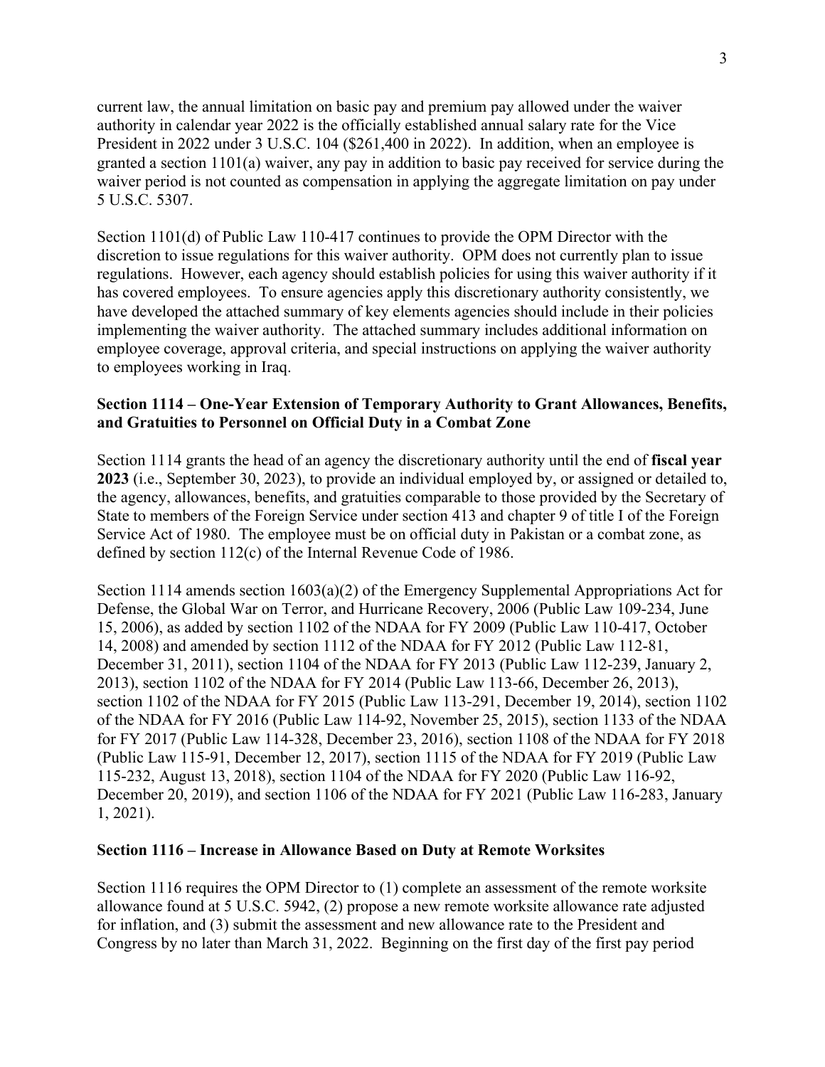current law, the annual limitation on basic pay and premium pay allowed under the waiver authority in calendar year 2022 is the officially established annual salary rate for the Vice President in 2022 under 3 U.S.C. 104 ($261,400 in 2022). In addition, when an employee is granted a section 1101(a) waiver, any pay in addition to basic pay received for service during the waiver period is not counted as compensation in applying the aggregate limitation on pay under 5 U.S.C. 5307.

Section 1101(d) of Public Law 110-417 continues to provide the OPM Director with the discretion to issue regulations for this waiver authority. OPM does not currently plan to issue regulations. However, each agency should establish policies for using this waiver authority if it has covered employees. To ensure agencies apply this discretionary authority consistently, we have developed the attached summary of key elements agencies should include in their policies implementing the waiver authority. The attached summary includes additional information on employee coverage, approval criteria, and special instructions on applying the waiver authority to employees working in Iraq.

**Section 1114 – One-Year Extension of Temporary Authority to Grant Allowances, Benefits, and Gratuities to Personnel on Official Duty in a Combat Zone**

Section 1114 grants the head of an agency the discretionary authority until the end of **fiscal year 2023** (i.e., September 30, 2023), to provide an individual employed by, or assigned or detailed to, the agency, allowances, benefits, and gratuities comparable to those provided by the Secretary of State to members of the Foreign Service under section 413 and chapter 9 of title I of the Foreign Service Act of 1980. The employee must be on official duty in Pakistan or a combat zone, as defined by section 112(c) of the Internal Revenue Code of 1986.

Section 1114 amends section 1603(a)(2) of the Emergency Supplemental Appropriations Act for Defense, the Global War on Terror, and Hurricane Recovery, 2006 (Public Law 109-234, June 15, 2006), as added by section 1102 of the NDAA for FY 2009 (Public Law 110-417, October 14, 2008) and amended by section 1112 of the NDAA for FY 2012 (Public Law 112-81, December 31, 2011), section 1104 of the NDAA for FY 2013 (Public Law 112-239, January 2, 2013), section 1102 of the NDAA for FY 2014 (Public Law 113-66, December 26, 2013), section 1102 of the NDAA for FY 2015 (Public Law 113-291, December 19, 2014), section 1102 of the NDAA for FY 2016 (Public Law 114-92, November 25, 2015), section 1133 of the NDAA for FY 2017 (Public Law 114-328, December 23, 2016), section 1108 of the NDAA for FY 2018 (Public Law 115-91, December 12, 2017), section 1115 of the NDAA for FY 2019 (Public Law 115-232, August 13, 2018), section 1104 of the NDAA for FY 2020 (Public Law 116-92, December 20, 2019), and section 1106 of the NDAA for FY 2021 (Public Law 116-283, January 1, 2021).

**Section 1116 – Increase in Allowance Based on Duty at Remote Worksites**

Section 1116 requires the OPM Director to (1) complete an assessment of the remote worksite allowance found at 5 U.S.C. 5942, (2) propose a new remote worksite allowance rate adjusted for inflation, and (3) submit the assessment and new allowance rate to the President and Congress by no later than March 31, 2022. Beginning on the first day of the first pay period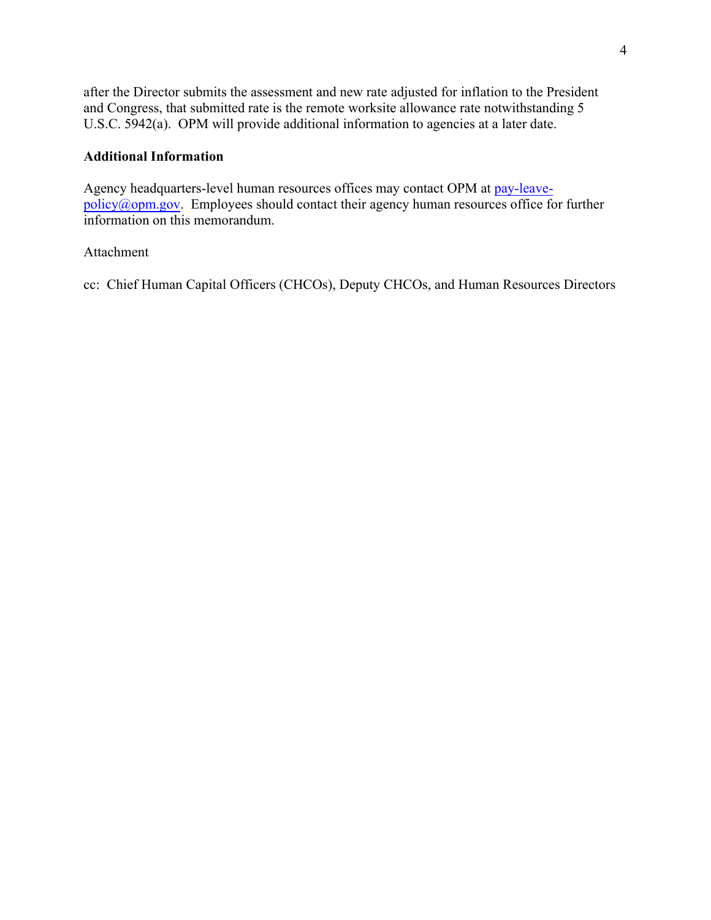after the Director submits the assessment and new rate adjusted for inflation to the President and Congress, that submitted rate is the remote worksite allowance rate notwithstanding 5 U.S.C. 5942(a). OPM will provide additional information to agencies at a later date.

**Additional Information**

Agency headquarters-level human resources offices may contact OPM at pay-leave-policy@opm.gov. Employees should contact their agency human resources office for further information on this memorandum.

Attachment

cc: Chief Human Capital Officers (CHCOs), Deputy CHCOs, and Human Resources Directors